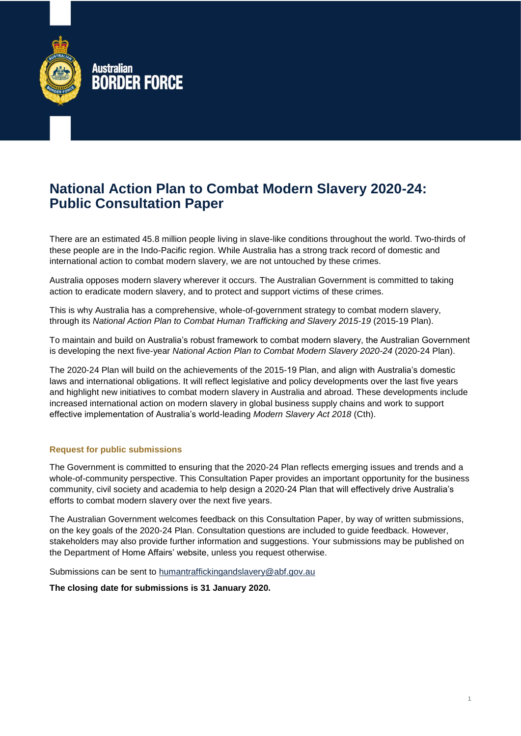Australian
BORDER FORCE

# National Action Plan to Combat Modern Slavery 2020-24: Public Consultation Paper

There are an estimated 45.8 million people living in slave-like conditions throughout the world. Two-thirds of these people are in the Indo-Pacific region. While Australia has a strong track record of domestic and international action to combat modern slavery, we are not untouched by these crimes.

Australia opposes modern slavery wherever it occurs. The Australian Government is committed to taking action to eradicate modern slavery, and to protect and support victims of these crimes.

This is why Australia has a comprehensive, whole-of-government strategy to combat modern slavery, through its *National Action Plan to Combat Human Trafficking and Slavery 2015-19* (2015-19 Plan).

To maintain and build on Australia's robust framework to combat modern slavery, the Australian Government is developing the next five-year *National Action Plan to Combat Modern Slavery 2020-24* (2020-24 Plan).

The 2020-24 Plan will build on the achievements of the 2015-19 Plan, and align with Australia's domestic laws and international obligations. It will reflect legislative and policy developments over the last five years and highlight new initiatives to combat modern slavery in Australia and abroad. These developments include increased international action on modern slavery in global business supply chains and work to support effective implementation of Australia's world-leading *Modern Slavery Act 2018* (Cth).

## Request for public submissions

The Government is committed to ensuring that the 2020-24 Plan reflects emerging issues and trends and a whole-of-community perspective. This Consultation Paper provides an important opportunity for the business community, civil society and academia to help design a 2020-24 Plan that will effectively drive Australia's efforts to combat modern slavery over the next five years.

The Australian Government welcomes feedback on this Consultation Paper, by way of written submissions, on the key goals of the 2020-24 Plan. Consultation questions are included to guide feedback. However, stakeholders may also provide further information and suggestions. Your submissions may be published on the Department of Home Affairs' website, unless you request otherwise.

Submissions can be sent to humantraffickingandslavery@abf.gov.au

**The closing date for submissions is 31 January 2020.**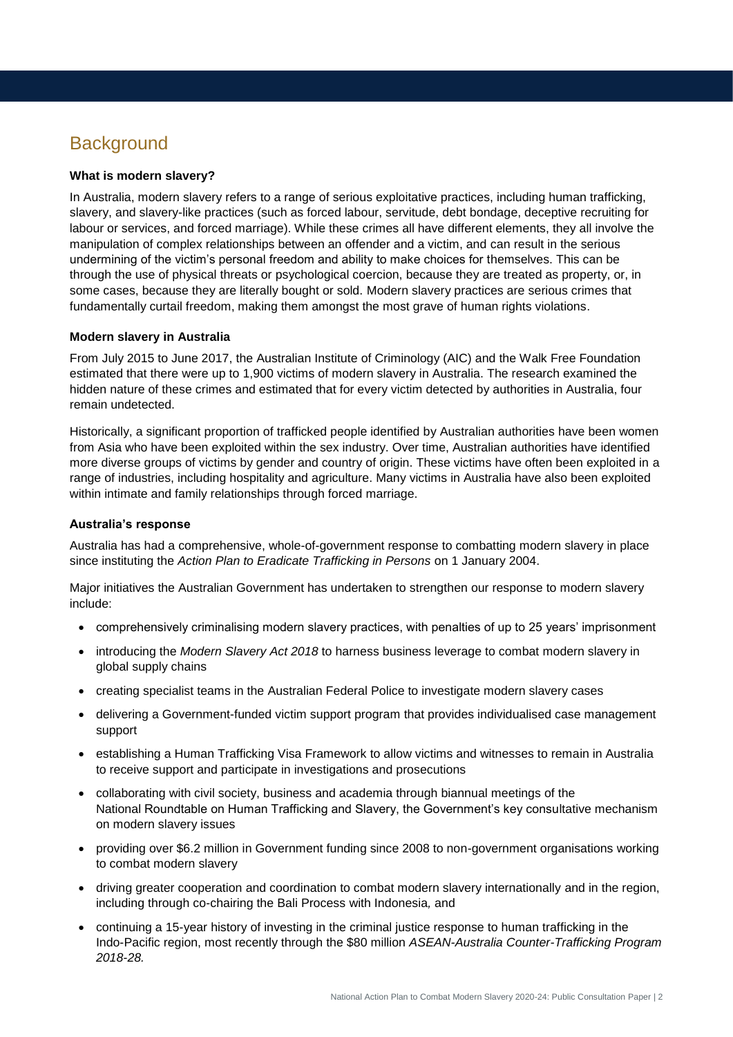# Background

**What is modern slavery?**

In Australia, modern slavery refers to a range of serious exploitative practices, including human trafficking, slavery, and slavery-like practices (such as forced labour, servitude, debt bondage, deceptive recruiting for labour or services, and forced marriage). While these crimes all have different elements, they all involve the manipulation of complex relationships between an offender and a victim, and can result in the serious undermining of the victim's personal freedom and ability to make choices for themselves. This can be through the use of physical threats or psychological coercion, because they are treated as property, or, in some cases, because they are literally bought or sold. Modern slavery practices are serious crimes that fundamentally curtail freedom, making them amongst the most grave of human rights violations.

**Modern slavery in Australia**

From July 2015 to June 2017, the Australian Institute of Criminology (AIC) and the Walk Free Foundation estimated that there were up to 1,900 victims of modern slavery in Australia. The research examined the hidden nature of these crimes and estimated that for every victim detected by authorities in Australia, four remain undetected.

Historically, a significant proportion of trafficked people identified by Australian authorities have been women from Asia who have been exploited within the sex industry. Over time, Australian authorities have identified more diverse groups of victims by gender and country of origin. These victims have often been exploited in a range of industries, including hospitality and agriculture. Many victims in Australia have also been exploited within intimate and family relationships through forced marriage.

**Australia's response**

Australia has had a comprehensive, whole-of-government response to combatting modern slavery in place since instituting the *Action Plan to Eradicate Trafficking in Persons* on 1 January 2004.

Major initiatives the Australian Government has undertaken to strengthen our response to modern slavery include:

- comprehensively criminalising modern slavery practices, with penalties of up to 25 years' imprisonment
- introducing the *Modern Slavery Act 2018* to harness business leverage to combat modern slavery in global supply chains
- creating specialist teams in the Australian Federal Police to investigate modern slavery cases
- delivering a Government-funded victim support program that provides individualised case management support
- establishing a Human Trafficking Visa Framework to allow victims and witnesses to remain in Australia to receive support and participate in investigations and prosecutions
- collaborating with civil society, business and academia through biannual meetings of the National Roundtable on Human Trafficking and Slavery, the Government's key consultative mechanism on modern slavery issues
- providing over $6.2 million in Government funding since 2008 to non-government organisations working to combat modern slavery
- driving greater cooperation and coordination to combat modern slavery internationally and in the region, including through co-chairing the Bali Process with Indonesia, and
- continuing a 15-year history of investing in the criminal justice response to human trafficking in the Indo-Pacific region, most recently through the $80 million *ASEAN-Australia Counter-Trafficking Program 2018-28.*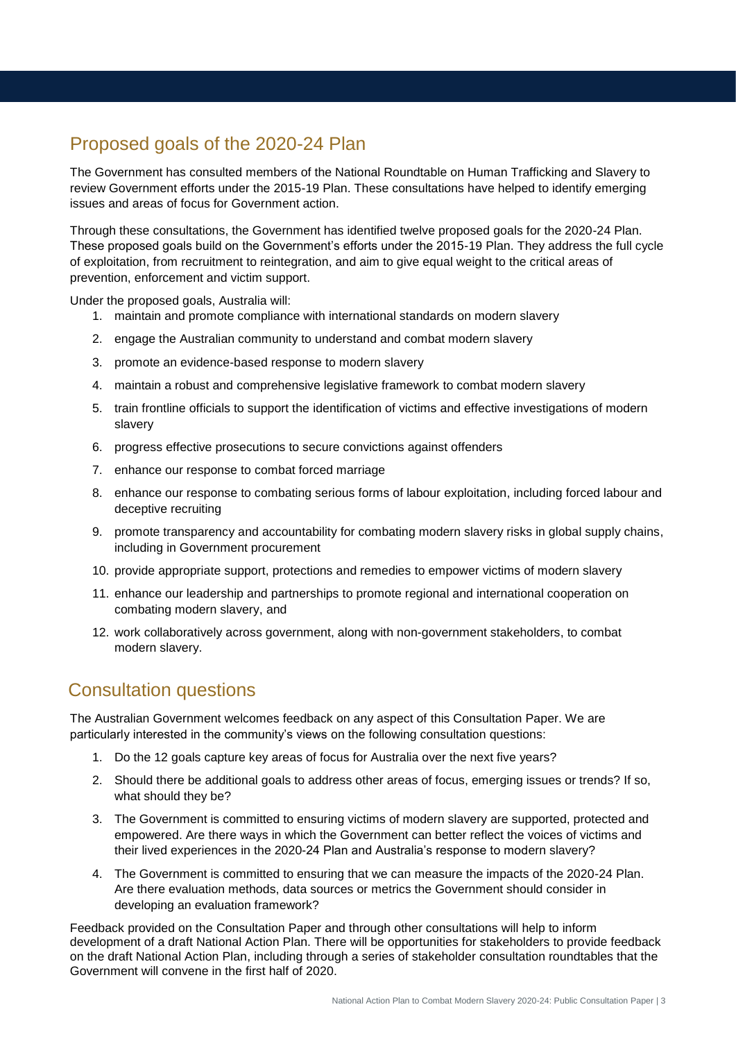## Proposed goals of the 2020-24 Plan

The Government has consulted members of the National Roundtable on Human Trafficking and Slavery to review Government efforts under the 2015-19 Plan. These consultations have helped to identify emerging issues and areas of focus for Government action.

Through these consultations, the Government has identified twelve proposed goals for the 2020-24 Plan. These proposed goals build on the Government's efforts under the 2015-19 Plan. They address the full cycle of exploitation, from recruitment to reintegration, and aim to give equal weight to the critical areas of prevention, enforcement and victim support.

Under the proposed goals, Australia will:

1. maintain and promote compliance with international standards on modern slavery
2. engage the Australian community to understand and combat modern slavery
3. promote an evidence-based response to modern slavery
4. maintain a robust and comprehensive legislative framework to combat modern slavery
5. train frontline officials to support the identification of victims and effective investigations of modern slavery
6. progress effective prosecutions to secure convictions against offenders
7. enhance our response to combat forced marriage
8. enhance our response to combating serious forms of labour exploitation, including forced labour and deceptive recruiting
9. promote transparency and accountability for combating modern slavery risks in global supply chains, including in Government procurement
10. provide appropriate support, protections and remedies to empower victims of modern slavery
11. enhance our leadership and partnerships to promote regional and international cooperation on combating modern slavery, and
12. work collaboratively across government, along with non-government stakeholders, to combat modern slavery.

## Consultation questions

The Australian Government welcomes feedback on any aspect of this Consultation Paper. We are particularly interested in the community's views on the following consultation questions:

1. Do the 12 goals capture key areas of focus for Australia over the next five years?
2. Should there be additional goals to address other areas of focus, emerging issues or trends? If so, what should they be?
3. The Government is committed to ensuring victims of modern slavery are supported, protected and empowered. Are there ways in which the Government can better reflect the voices of victims and their lived experiences in the 2020-24 Plan and Australia's response to modern slavery?
4. The Government is committed to ensuring that we can measure the impacts of the 2020-24 Plan. Are there evaluation methods, data sources or metrics the Government should consider in developing an evaluation framework?

Feedback provided on the Consultation Paper and through other consultations will help to inform development of a draft National Action Plan. There will be opportunities for stakeholders to provide feedback on the draft National Action Plan, including through a series of stakeholder consultation roundtables that the Government will convene in the first half of 2020.